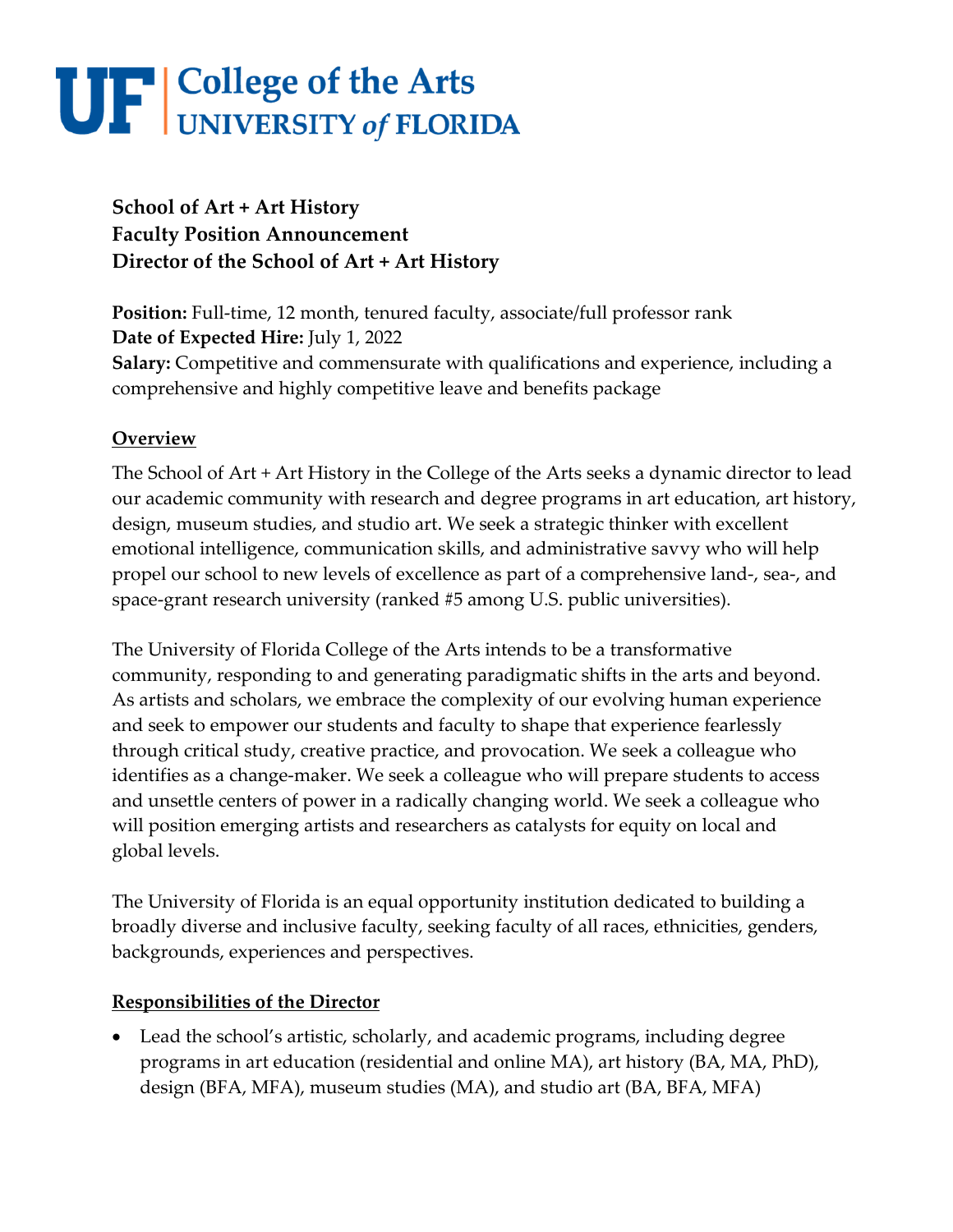# UF | College of the Arts
## UNIVERSITY *of* FLORIDA

**School of Art + Art History**
**Faculty Position Announcement**
**Director of the School of Art + Art History**

**Position:** Full-time, 12 month, tenured faculty, associate/full professor rank
**Date of Expected Hire:** July 1, 2022
**Salary:** Competitive and commensurate with qualifications and experience, including a comprehensive and highly competitive leave and benefits package

## Overview

The School of Art + Art History in the College of the Arts seeks a dynamic director to lead our academic community with research and degree programs in art education, art history, design, museum studies, and studio art. We seek a strategic thinker with excellent emotional intelligence, communication skills, and administrative savvy who will help propel our school to new levels of excellence as part of a comprehensive land-, sea-, and space-grant research university (ranked #5 among U.S. public universities).

The University of Florida College of the Arts intends to be a transformative community, responding to and generating paradigmatic shifts in the arts and beyond. As artists and scholars, we embrace the complexity of our evolving human experience and seek to empower our students and faculty to shape that experience fearlessly through critical study, creative practice, and provocation. We seek a colleague who identifies as a change-maker. We seek a colleague who will prepare students to access and unsettle centers of power in a radically changing world. We seek a colleague who will position emerging artists and researchers as catalysts for equity on local and global levels.

The University of Florida is an equal opportunity institution dedicated to building a broadly diverse and inclusive faculty, seeking faculty of all races, ethnicities, genders, backgrounds, experiences and perspectives.

## Responsibilities of the Director

- Lead the school's artistic, scholarly, and academic programs, including degree programs in art education (residential and online MA), art history (BA, MA, PhD), design (BFA, MFA), museum studies (MA), and studio art (BA, BFA, MFA)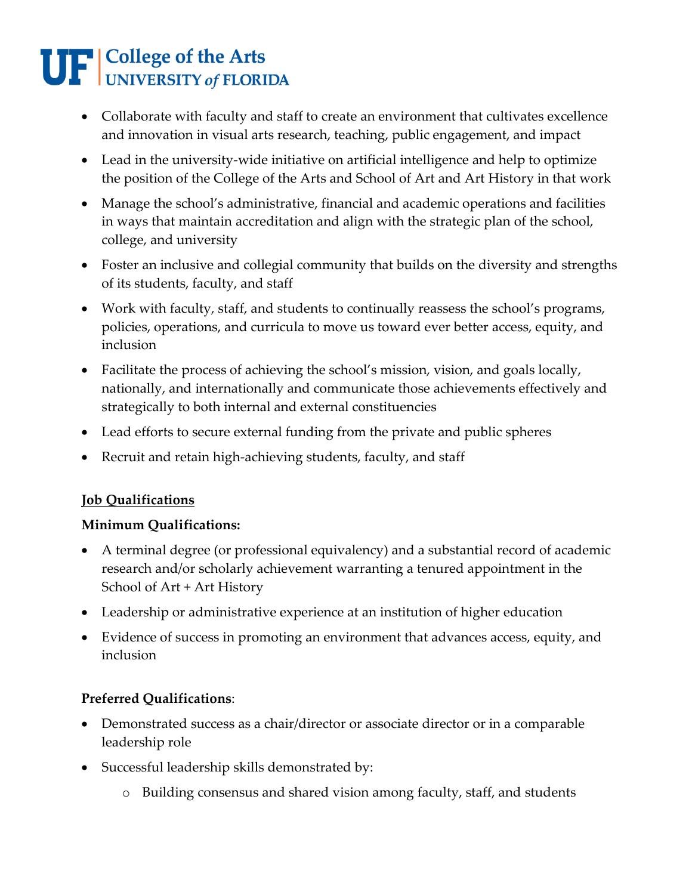- Collaborate with faculty and staff to create an environment that cultivates excellence and innovation in visual arts research, teaching, public engagement, and impact
- Lead in the university-wide initiative on artificial intelligence and help to optimize the position of the College of the Arts and School of Art and Art History in that work
- Manage the school's administrative, financial and academic operations and facilities in ways that maintain accreditation and align with the strategic plan of the school, college, and university
- Foster an inclusive and collegial community that builds on the diversity and strengths of its students, faculty, and staff
- Work with faculty, staff, and students to continually reassess the school's programs, policies, operations, and curricula to move us toward ever better access, equity, and inclusion
- Facilitate the process of achieving the school's mission, vision, and goals locally, nationally, and internationally and communicate those achievements effectively and strategically to both internal and external constituencies
- Lead efforts to secure external funding from the private and public spheres
- Recruit and retain high-achieving students, faculty, and staff

## Job Qualifications

**Minimum Qualifications:**

- A terminal degree (or professional equivalency) and a substantial record of academic research and/or scholarly achievement warranting a tenured appointment in the School of Art + Art History
- Leadership or administrative experience at an institution of higher education
- Evidence of success in promoting an environment that advances access, equity, and inclusion

**Preferred Qualifications**:

- Demonstrated success as a chair/director or associate director or in a comparable leadership role
- Successful leadership skills demonstrated by:
  - Building consensus and shared vision among faculty, staff, and students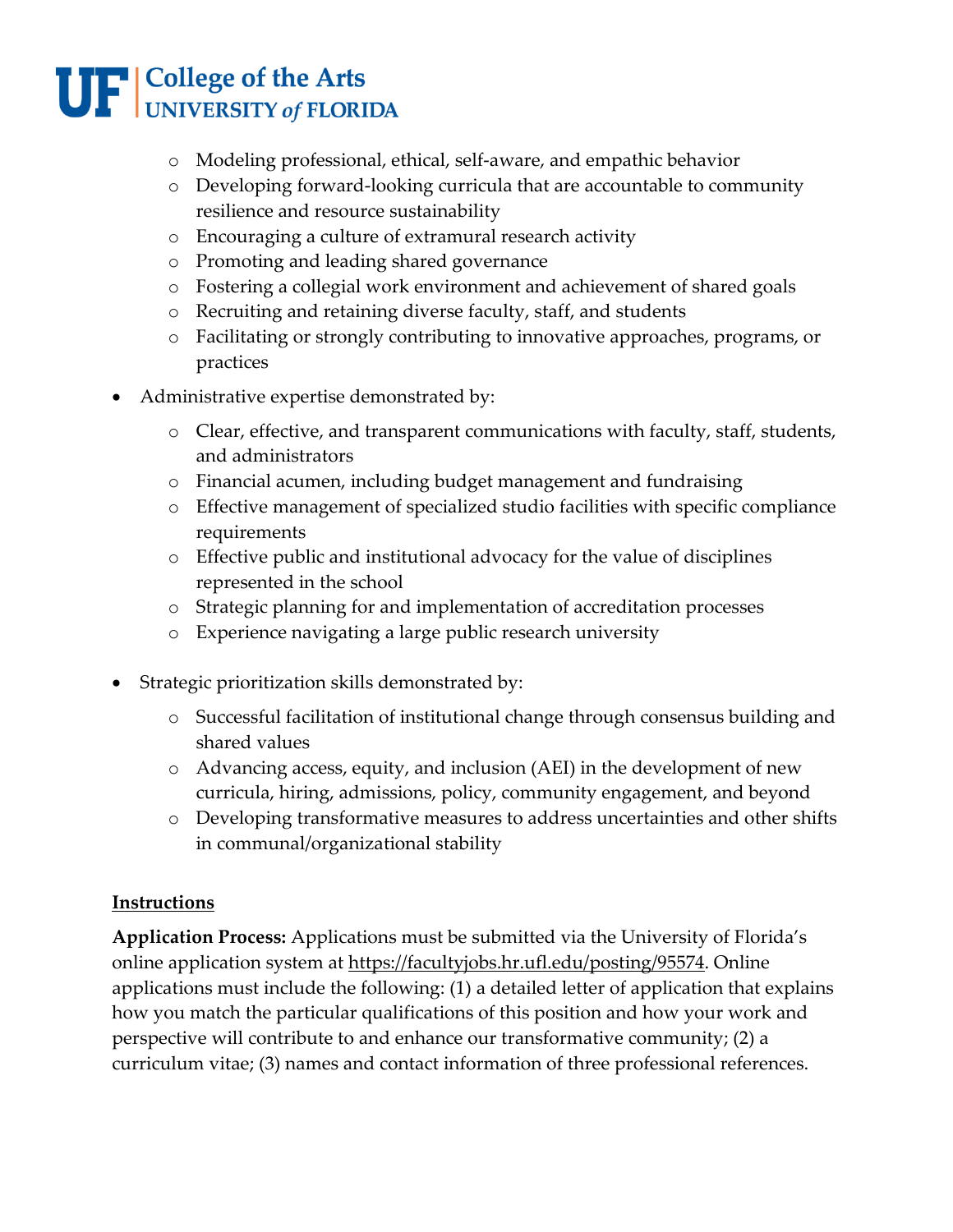- Modeling professional, ethical, self-aware, and empathic behavior
  - Developing forward-looking curricula that are accountable to community resilience and resource sustainability
  - Encouraging a culture of extramural research activity
  - Promoting and leading shared governance
  - Fostering a collegial work environment and achievement of shared goals
  - Recruiting and retaining diverse faculty, staff, and students
  - Facilitating or strongly contributing to innovative approaches, programs, or practices
- Administrative expertise demonstrated by:
  - Clear, effective, and transparent communications with faculty, staff, students, and administrators
  - Financial acumen, including budget management and fundraising
  - Effective management of specialized studio facilities with specific compliance requirements
  - Effective public and institutional advocacy for the value of disciplines represented in the school
  - Strategic planning for and implementation of accreditation processes
  - Experience navigating a large public research university
- Strategic prioritization skills demonstrated by:
  - Successful facilitation of institutional change through consensus building and shared values
  - Advancing access, equity, and inclusion (AEI) in the development of new curricula, hiring, admissions, policy, community engagement, and beyond
  - Developing transformative measures to address uncertainties and other shifts in communal/organizational stability

**Instructions**

**Application Process:** Applications must be submitted via the University of Florida's online application system at https://facultyjobs.hr.ufl.edu/posting/95574. Online applications must include the following: (1) a detailed letter of application that explains how you match the particular qualifications of this position and how your work and perspective will contribute to and enhance our transformative community; (2) a curriculum vitae; (3) names and contact information of three professional references.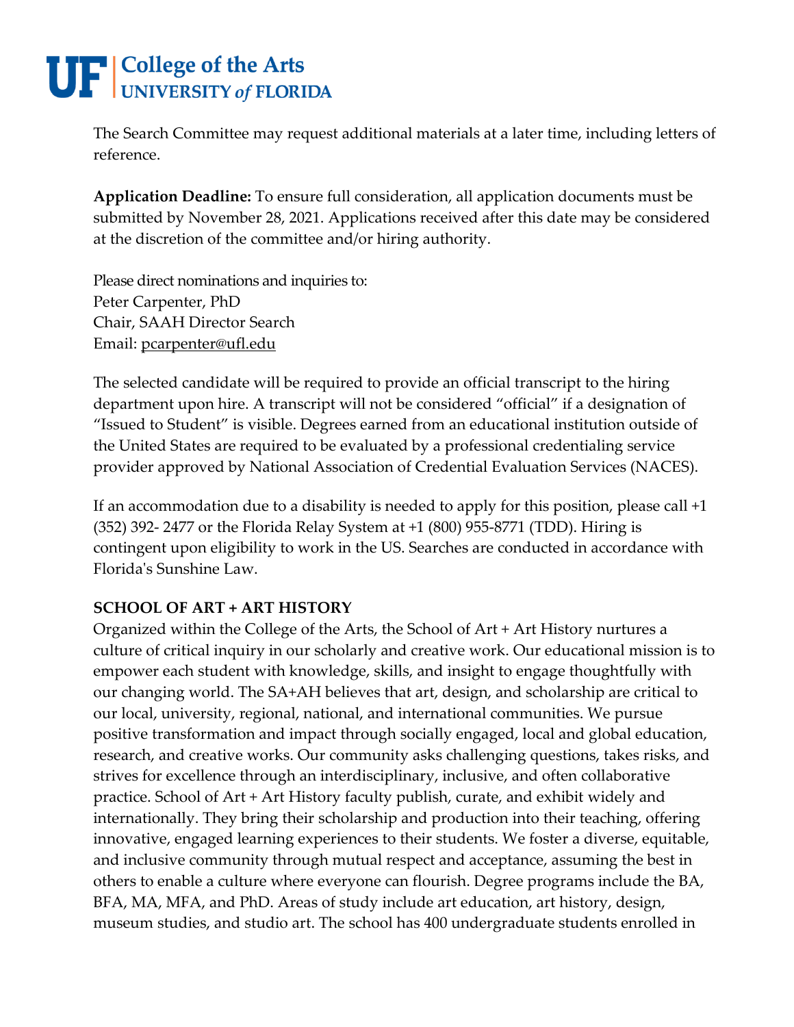The Search Committee may request additional materials at a later time, including letters of reference.

**Application Deadline:** To ensure full consideration, all application documents must be submitted by November 28, 2021. Applications received after this date may be considered at the discretion of the committee and/or hiring authority.

Please direct nominations and inquiries to:
Peter Carpenter, PhD
Chair, SAAH Director Search
Email: pcarpenter@ufl.edu

The selected candidate will be required to provide an official transcript to the hiring department upon hire. A transcript will not be considered "official" if a designation of "Issued to Student" is visible. Degrees earned from an educational institution outside of the United States are required to be evaluated by a professional credentialing service provider approved by National Association of Credential Evaluation Services (NACES).

If an accommodation due to a disability is needed to apply for this position, please call +1 (352) 392- 2477 or the Florida Relay System at +1 (800) 955-8771 (TDD). Hiring is contingent upon eligibility to work in the US. Searches are conducted in accordance with Florida's Sunshine Law.

**SCHOOL OF ART + ART HISTORY**

Organized within the College of the Arts, the School of Art + Art History nurtures a culture of critical inquiry in our scholarly and creative work. Our educational mission is to empower each student with knowledge, skills, and insight to engage thoughtfully with our changing world. The SA+AH believes that art, design, and scholarship are critical to our local, university, regional, national, and international communities. We pursue positive transformation and impact through socially engaged, local and global education, research, and creative works. Our community asks challenging questions, takes risks, and strives for excellence through an interdisciplinary, inclusive, and often collaborative practice. School of Art + Art History faculty publish, curate, and exhibit widely and internationally. They bring their scholarship and production into their teaching, offering innovative, engaged learning experiences to their students. We foster a diverse, equitable, and inclusive community through mutual respect and acceptance, assuming the best in others to enable a culture where everyone can flourish. Degree programs include the BA, BFA, MA, MFA, and PhD. Areas of study include art education, art history, design, museum studies, and studio art. The school has 400 undergraduate students enrolled in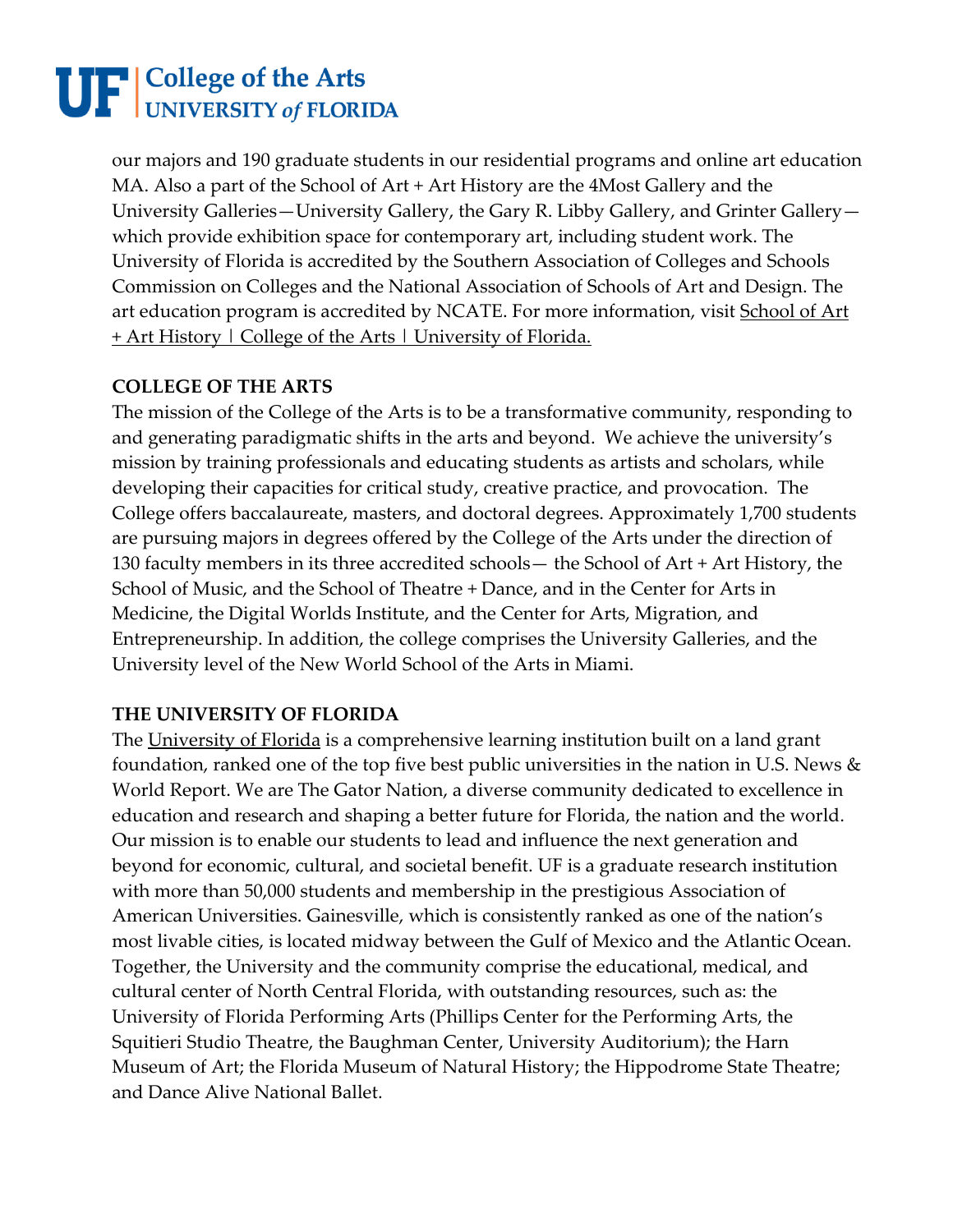our majors and 190 graduate students in our residential programs and online art education MA. Also a part of the School of Art + Art History are the 4Most Gallery and the University Galleries—University Gallery, the Gary R. Libby Gallery, and Grinter Gallery—which provide exhibition space for contemporary art, including student work. The University of Florida is accredited by the Southern Association of Colleges and Schools Commission on Colleges and the National Association of Schools of Art and Design. The art education program is accredited by NCATE. For more information, visit School of Art + Art History | College of the Arts | University of Florida.

**COLLEGE OF THE ARTS**

The mission of the College of the Arts is to be a transformative community, responding to and generating paradigmatic shifts in the arts and beyond. We achieve the university's mission by training professionals and educating students as artists and scholars, while developing their capacities for critical study, creative practice, and provocation. The College offers baccalaureate, masters, and doctoral degrees. Approximately 1,700 students are pursuing majors in degrees offered by the College of the Arts under the direction of 130 faculty members in its three accredited schools— the School of Art + Art History, the School of Music, and the School of Theatre + Dance, and in the Center for Arts in Medicine, the Digital Worlds Institute, and the Center for Arts, Migration, and Entrepreneurship. In addition, the college comprises the University Galleries, and the University level of the New World School of the Arts in Miami.

**THE UNIVERSITY OF FLORIDA**

The University of Florida is a comprehensive learning institution built on a land grant foundation, ranked one of the top five best public universities in the nation in U.S. News & World Report. We are The Gator Nation, a diverse community dedicated to excellence in education and research and shaping a better future for Florida, the nation and the world. Our mission is to enable our students to lead and influence the next generation and beyond for economic, cultural, and societal benefit. UF is a graduate research institution with more than 50,000 students and membership in the prestigious Association of American Universities. Gainesville, which is consistently ranked as one of the nation's most livable cities, is located midway between the Gulf of Mexico and the Atlantic Ocean. Together, the University and the community comprise the educational, medical, and cultural center of North Central Florida, with outstanding resources, such as: the University of Florida Performing Arts (Phillips Center for the Performing Arts, the Squitieri Studio Theatre, the Baughman Center, University Auditorium); the Harn Museum of Art; the Florida Museum of Natural History; the Hippodrome State Theatre; and Dance Alive National Ballet.